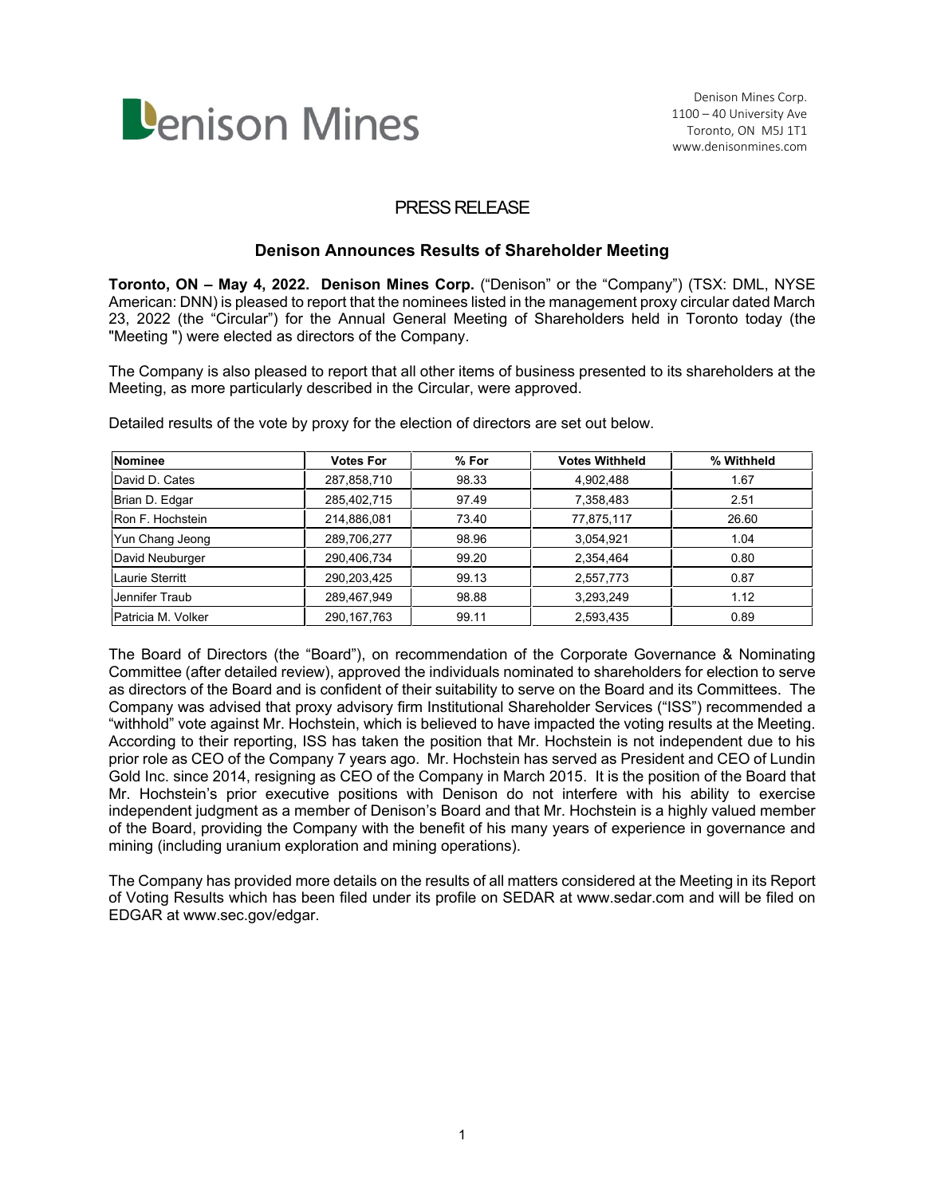Denison Mines

Denison Mines Corp.
1100 – 40 University Ave
Toronto, ON M5J 1T1
www.denisonmines.com

## PRESS RELEASE

### Denison Announces Results of Shareholder Meeting

**Toronto, ON – May 4, 2022. Denison Mines Corp.** ("Denison" or the "Company") (TSX: DML, NYSE American: DNN) is pleased to report that the nominees listed in the management proxy circular dated March 23, 2022 (the "Circular") for the Annual General Meeting of Shareholders held in Toronto today (the "Meeting ") were elected as directors of the Company.

The Company is also pleased to report that all other items of business presented to its shareholders at the Meeting, as more particularly described in the Circular, were approved.

Detailed results of the vote by proxy for the election of directors are set out below.

| Nominee | Votes For | % For | Votes Withheld | % Withheld |
|---|---|---|---|---|
| David D. Cates | 287,858,710 | 98.33 | 4,902,488 | 1.67 |
| Brian D. Edgar | 285,402,715 | 97.49 | 7,358,483 | 2.51 |
| Ron F. Hochstein | 214,886,081 | 73.40 | 77,875,117 | 26.60 |
| Yun Chang Jeong | 289,706,277 | 98.96 | 3,054,921 | 1.04 |
| David Neuburger | 290,406,734 | 99.20 | 2,354,464 | 0.80 |
| Laurie Sterritt | 290,203,425 | 99.13 | 2,557,773 | 0.87 |
| Jennifer Traub | 289,467,949 | 98.88 | 3,293,249 | 1.12 |
| Patricia M. Volker | 290,167,763 | 99.11 | 2,593,435 | 0.89 |

The Board of Directors (the "Board"), on recommendation of the Corporate Governance & Nominating Committee (after detailed review), approved the individuals nominated to shareholders for election to serve as directors of the Board and is confident of their suitability to serve on the Board and its Committees. The Company was advised that proxy advisory firm Institutional Shareholder Services ("ISS") recommended a "withhold" vote against Mr. Hochstein, which is believed to have impacted the voting results at the Meeting. According to their reporting, ISS has taken the position that Mr. Hochstein is not independent due to his prior role as CEO of the Company 7 years ago. Mr. Hochstein has served as President and CEO of Lundin Gold Inc. since 2014, resigning as CEO of the Company in March 2015. It is the position of the Board that Mr. Hochstein's prior executive positions with Denison do not interfere with his ability to exercise independent judgment as a member of Denison's Board and that Mr. Hochstein is a highly valued member of the Board, providing the Company with the benefit of his many years of experience in governance and mining (including uranium exploration and mining operations).

The Company has provided more details on the results of all matters considered at the Meeting in its Report of Voting Results which has been filed under its profile on SEDAR at www.sedar.com and will be filed on EDGAR at www.sec.gov/edgar.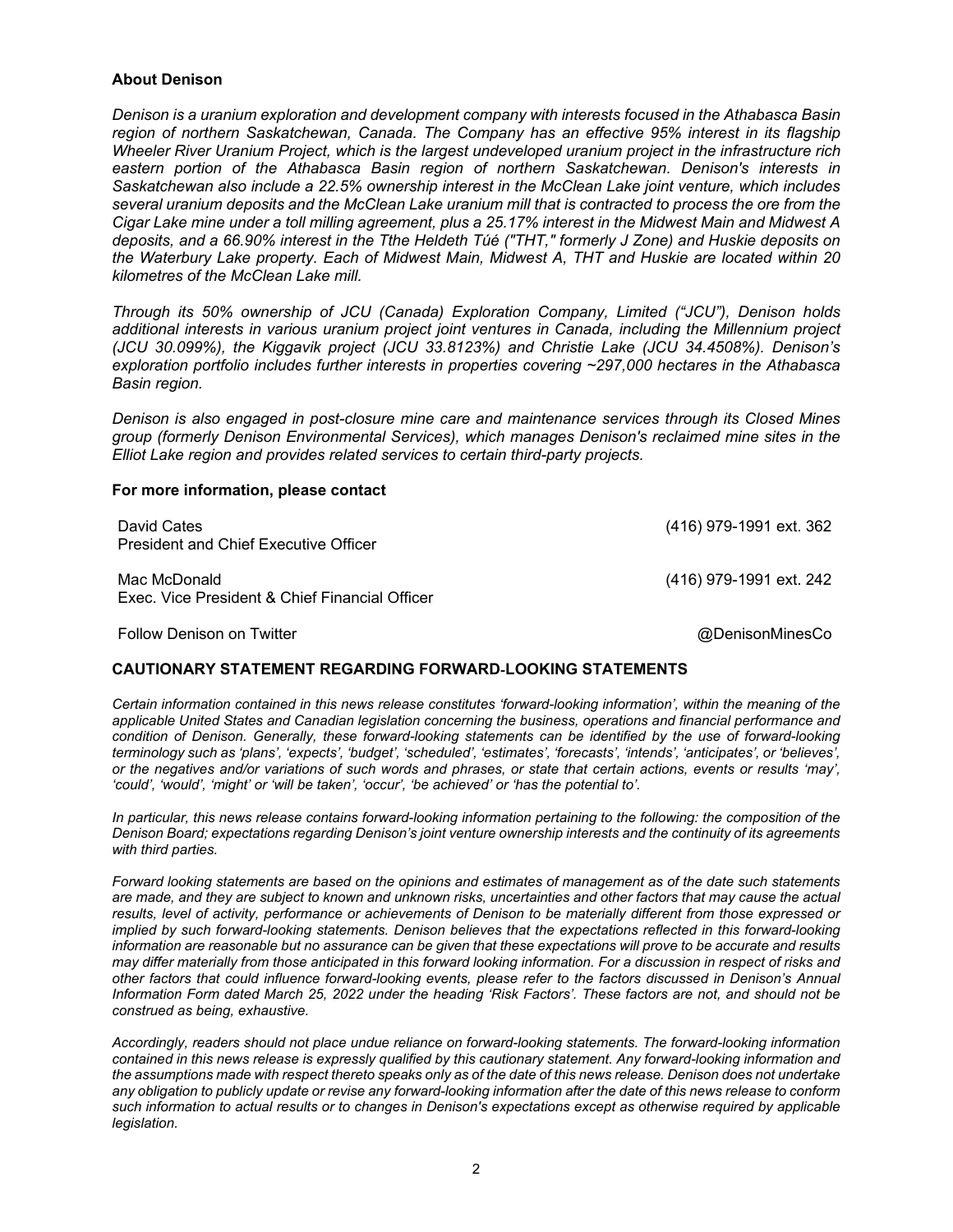**About Denison**

*Denison is a uranium exploration and development company with interests focused in the Athabasca Basin region of northern Saskatchewan, Canada. The Company has an effective 95% interest in its flagship Wheeler River Uranium Project, which is the largest undeveloped uranium project in the infrastructure rich eastern portion of the Athabasca Basin region of northern Saskatchewan. Denison's interests in Saskatchewan also include a 22.5% ownership interest in the McClean Lake joint venture, which includes several uranium deposits and the McClean Lake uranium mill that is contracted to process the ore from the Cigar Lake mine under a toll milling agreement, plus a 25.17% interest in the Midwest Main and Midwest A deposits, and a 66.90% interest in the Tthe Heldeth Túé ("THT," formerly J Zone) and Huskie deposits on the Waterbury Lake property. Each of Midwest Main, Midwest A, THT and Huskie are located within 20 kilometres of the McClean Lake mill.*

*Through its 50% ownership of JCU (Canada) Exploration Company, Limited ("JCU"), Denison holds additional interests in various uranium project joint ventures in Canada, including the Millennium project (JCU 30.099%), the Kiggavik project (JCU 33.8123%) and Christie Lake (JCU 34.4508%). Denison's exploration portfolio includes further interests in properties covering ~297,000 hectares in the Athabasca Basin region.*

*Denison is also engaged in post-closure mine care and maintenance services through its Closed Mines group (formerly Denison Environmental Services), which manages Denison's reclaimed mine sites in the Elliot Lake region and provides related services to certain third-party projects.*

**For more information, please contact**

| | |
|---|---|
| David Cates<br>President and Chief Executive Officer | (416) 979-1991 ext. 362 |
| Mac McDonald<br>Exec. Vice President & Chief Financial Officer | (416) 979-1991 ext. 242 |
| Follow Denison on Twitter | @DenisonMinesCo |

**CAUTIONARY STATEMENT REGARDING FORWARD-LOOKING STATEMENTS**

*Certain information contained in this news release constitutes 'forward-looking information', within the meaning of the applicable United States and Canadian legislation concerning the business, operations and financial performance and condition of Denison. Generally, these forward-looking statements can be identified by the use of forward-looking terminology such as 'plans', 'expects', 'budget', 'scheduled', 'estimates', 'forecasts', 'intends', 'anticipates', or 'believes', or the negatives and/or variations of such words and phrases, or state that certain actions, events or results 'may', 'could', 'would', 'might' or 'will be taken', 'occur', 'be achieved' or 'has the potential to'.*

*In particular, this news release contains forward-looking information pertaining to the following: the composition of the Denison Board; expectations regarding Denison's joint venture ownership interests and the continuity of its agreements with third parties.*

*Forward looking statements are based on the opinions and estimates of management as of the date such statements are made, and they are subject to known and unknown risks, uncertainties and other factors that may cause the actual results, level of activity, performance or achievements of Denison to be materially different from those expressed or implied by such forward-looking statements. Denison believes that the expectations reflected in this forward-looking information are reasonable but no assurance can be given that these expectations will prove to be accurate and results may differ materially from those anticipated in this forward looking information. For a discussion in respect of risks and other factors that could influence forward-looking events, please refer to the factors discussed in Denison's Annual Information Form dated March 25, 2022 under the heading 'Risk Factors'. These factors are not, and should not be construed as being, exhaustive.*

*Accordingly, readers should not place undue reliance on forward-looking statements. The forward-looking information contained in this news release is expressly qualified by this cautionary statement. Any forward-looking information and the assumptions made with respect thereto speaks only as of the date of this news release. Denison does not undertake any obligation to publicly update or revise any forward-looking information after the date of this news release to conform such information to actual results or to changes in Denison's expectations except as otherwise required by applicable legislation.*